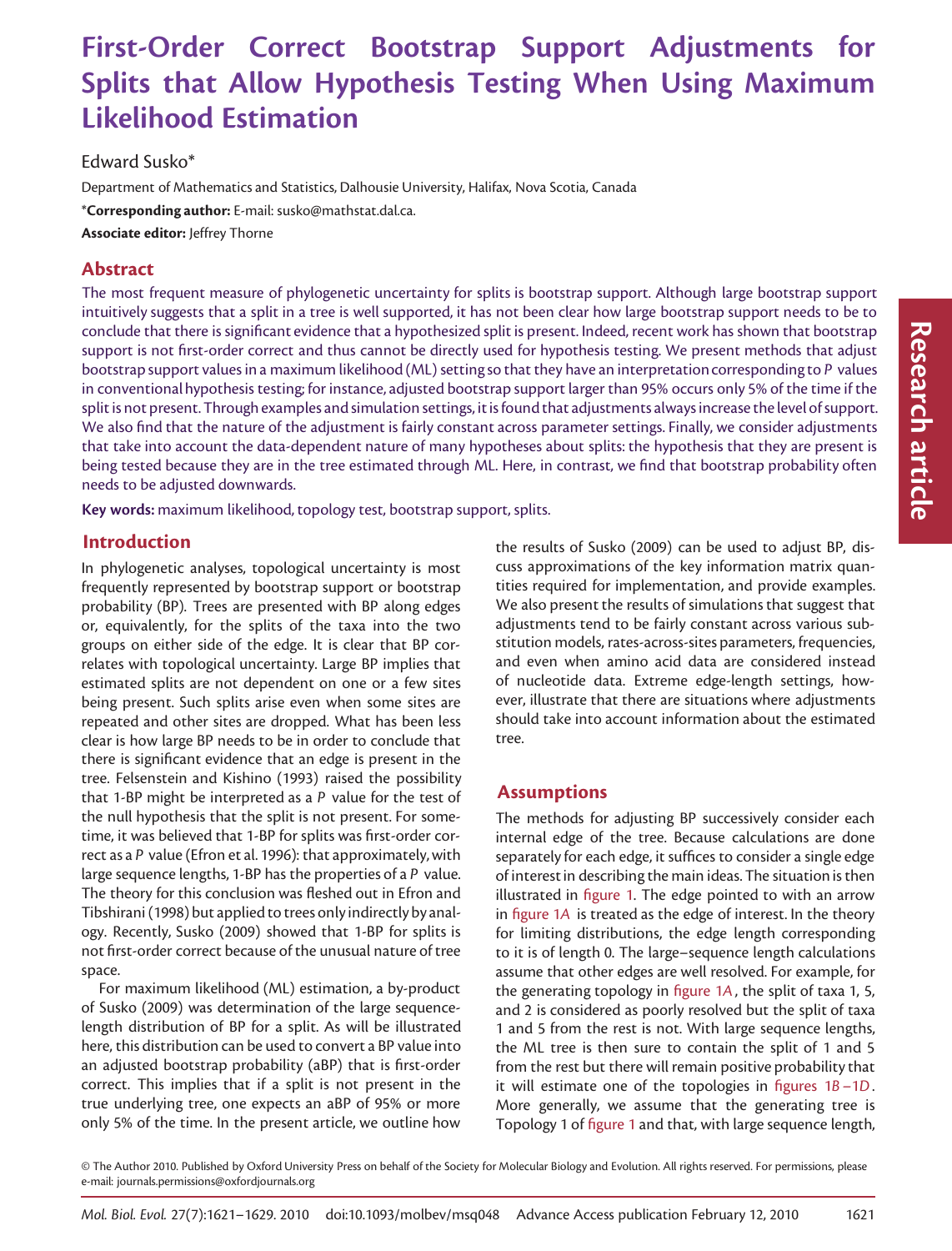# First-Order Correct Bootstrap Support Adjustments for Splits that Allow Hypothesis Testing When Using Maximum Likelihood Estimation

Edward Susko*

Department of Mathematics and Statistics, Dalhousie University, Halifax, Nova Scotia, Canada

***Corresponding author:** E-mail: susko@mathstat.dal.ca.

**Associate editor:** Jeffrey Thorne

## Abstract

The most frequent measure of phylogenetic uncertainty for splits is bootstrap support. Although large bootstrap support intuitively suggests that a split in a tree is well supported, it has not been clear how large bootstrap support needs to be to conclude that there is significant evidence that a hypothesized split is present. Indeed, recent work has shown that bootstrap support is not first-order correct and thus cannot be directly used for hypothesis testing. We present methods that adjust bootstrap support values in a maximum likelihood (ML) setting so that they have an interpretation corresponding to *P* values in conventional hypothesis testing; for instance, adjusted bootstrap support larger than 95% occurs only 5% of the time if the split is not present. Through examples and simulation settings, it is found that adjustments always increase the level of support. We also find that the nature of the adjustment is fairly constant across parameter settings. Finally, we consider adjustments that take into account the data-dependent nature of many hypotheses about splits: the hypothesis that they are present is being tested because they are in the tree estimated through ML. Here, in contrast, we find that bootstrap probability often needs to be adjusted downwards.

**Key words:** maximum likelihood, topology test, bootstrap support, splits.

## Introduction

In phylogenetic analyses, topological uncertainty is most frequently represented by bootstrap support or bootstrap probability (BP). Trees are presented with BP along edges or, equivalently, for the splits of the taxa into the two groups on either side of the edge. It is clear that BP correlates with topological uncertainty. Large BP implies that estimated splits are not dependent on one or a few sites being present. Such splits arise even when some sites are repeated and other sites are dropped. What has been less clear is how large BP needs to be in order to conclude that there is significant evidence that an edge is present in the tree. Felsenstein and Kishino (1993) raised the possibility that 1-BP might be interpreted as a *P* value for the test of the null hypothesis that the split is not present. For sometime, it was believed that 1-BP for splits was first-order correct as a *P* value (Efron et al. 1996): that approximately, with large sequence lengths, 1-BP has the properties of a *P* value. The theory for this conclusion was fleshed out in Efron and Tibshirani (1998) but applied to trees only indirectly by analogy. Recently, Susko (2009) showed that 1-BP for splits is not first-order correct because of the unusual nature of tree space.

For maximum likelihood (ML) estimation, a by-product of Susko (2009) was determination of the large sequence-length distribution of BP for a split. As will be illustrated here, this distribution can be used to convert a BP value into an adjusted bootstrap probability (aBP) that is first-order correct. This implies that if a split is not present in the true underlying tree, one expects an aBP of 95% or more only 5% of the time. In the present article, we outline how the results of Susko (2009) can be used to adjust BP, discuss approximations of the key information matrix quantities required for implementation, and provide examples. We also present the results of simulations that suggest that adjustments tend to be fairly constant across various substitution models, rates-across-sites parameters, frequencies, and even when amino acid data are considered instead of nucleotide data. Extreme edge-length settings, however, illustrate that there are situations where adjustments should take into account information about the estimated tree.

## Assumptions

The methods for adjusting BP successively consider each internal edge of the tree. Because calculations are done separately for each edge, it suffices to consider a single edge of interest in describing the main ideas. The situation is then illustrated in figure 1. The edge pointed to with an arrow in figure 1*A* is treated as the edge of interest. In the theory for limiting distributions, the edge length corresponding to it is of length 0. The large–sequence length calculations assume that other edges are well resolved. For example, for the generating topology in figure 1*A*, the split of taxa 1, 5, and 2 is considered as poorly resolved but the split of taxa 1 and 5 from the rest is not. With large sequence lengths, the ML tree is then sure to contain the split of 1 and 5 from the rest but there will remain positive probability that it will estimate one of the topologies in figures 1*B*–1*D*. More generally, we assume that the generating tree is Topology 1 of figure 1 and that, with large sequence length,

© The Author 2010. Published by Oxford University Press on behalf of the Society for Molecular Biology and Evolution. All rights reserved. For permissions, please e-mail: journals.permissions@oxfordjournals.org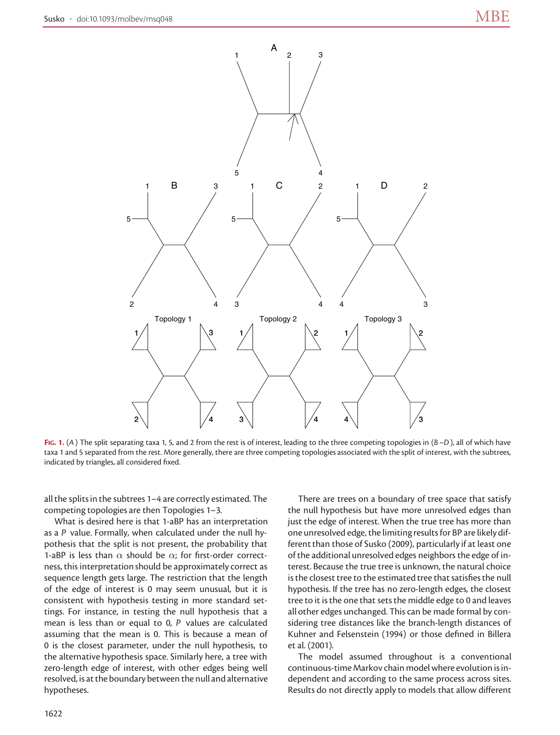FIG. 1. (*A*) The split separating taxa 1, 5, and 2 from the rest is of interest, leading to the three competing topologies in (*B*–*D*), all of which have taxa 1 and 5 separated from the rest. More generally, there are three competing topologies associated with the split of interest, with the subtrees, indicated by triangles, all considered fixed.

all the splits in the subtrees 1–4 are correctly estimated. The competing topologies are then Topologies 1–3.

What is desired here is that 1-aBP has an interpretation as a *P* value. Formally, when calculated under the null hypothesis that the split is not present, the probability that 1-aBP is less than $\alpha$ should be $\alpha$; for first-order correctness, this interpretation should be approximately correct as sequence length gets large. The restriction that the length of the edge of interest is 0 may seem unusual, but it is consistent with hypothesis testing in more standard settings. For instance, in testing the null hypothesis that a mean is less than or equal to 0, *P* values are calculated assuming that the mean is 0. This is because a mean of 0 is the closest parameter, under the null hypothesis, to the alternative hypothesis space. Similarly here, a tree with zero-length edge of interest, with other edges being well resolved, is at the boundary between the null and alternative hypotheses.

There are trees on a boundary of tree space that satisfy the null hypothesis but have more unresolved edges than just the edge of interest. When the true tree has more than one unresolved edge, the limiting results for BP are likely different than those of Susko (2009), particularly if at least one of the additional unresolved edges neighbors the edge of interest. Because the true tree is unknown, the natural choice is the closest tree to the estimated tree that satisfies the null hypothesis. If the tree has no zero-length edges, the closest tree to it is the one that sets the middle edge to 0 and leaves all other edges unchanged. This can be made formal by considering tree distances like the branch-length distances of Kuhner and Felsenstein (1994) or those defined in Billera et al. (2001).

The model assumed throughout is a conventional continuous-time Markov chain model where evolution is independent and according to the same process across sites. Results do not directly apply to models that allow different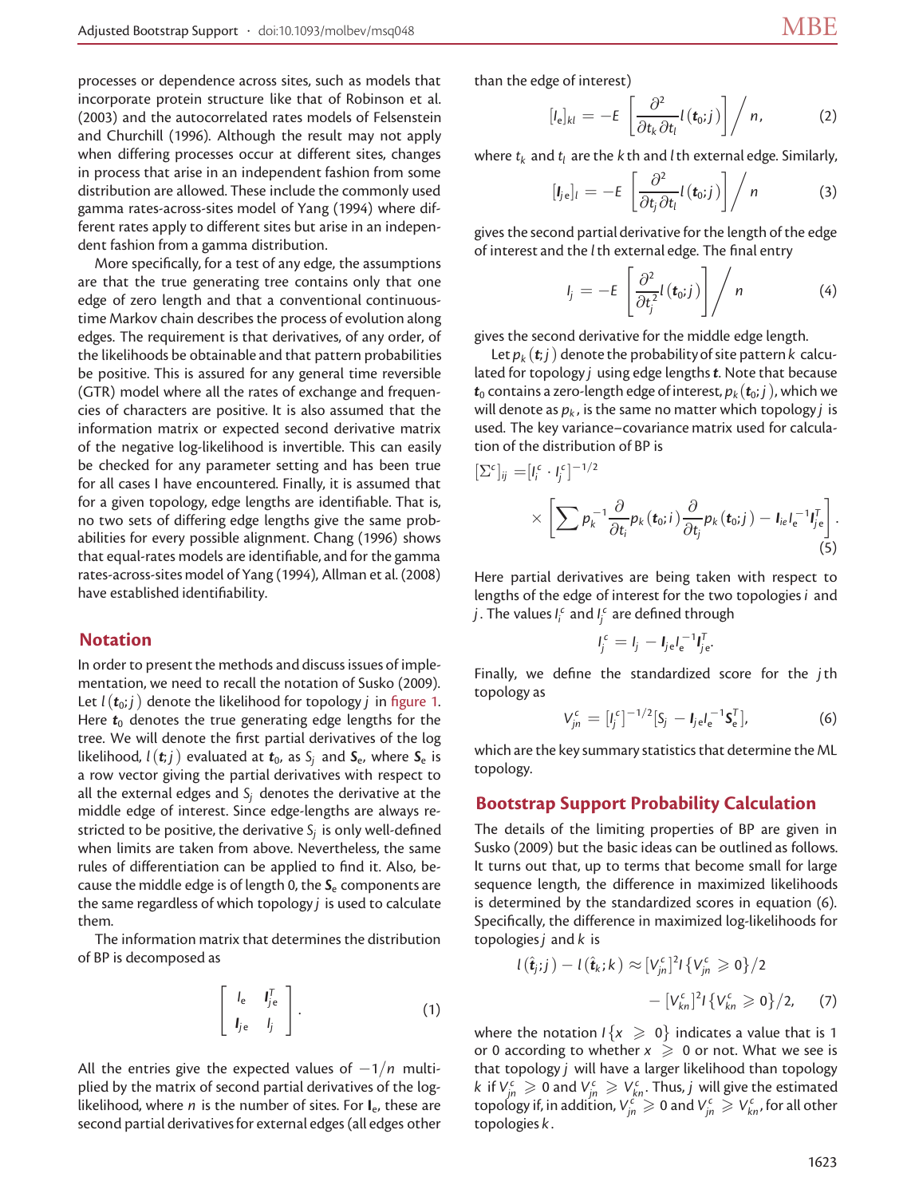processes or dependence across sites, such as models that incorporate protein structure like that of Robinson et al. (2003) and the autocorrelated rates models of Felsenstein and Churchill (1996). Although the result may not apply when differing processes occur at different sites, changes in process that arise in an independent fashion from some distribution are allowed. These include the commonly used gamma rates-across-sites model of Yang (1994) where different rates apply to different sites but arise in an independent fashion from a gamma distribution.

More specifically, for a test of any edge, the assumptions are that the true generating tree contains only that one edge of zero length and that a conventional continuous-time Markov chain describes the process of evolution along edges. The requirement is that derivatives, of any order, of the likelihoods be obtainable and that pattern probabilities be positive. This is assured for any general time reversible (GTR) model where all the rates of exchange and frequencies of characters are positive. It is also assumed that the information matrix or expected second derivative matrix of the negative log-likelihood is invertible. This can easily be checked for any parameter setting and has been true for all cases I have encountered. Finally, it is assumed that for a given topology, edge lengths are identifiable. That is, no two sets of differing edge lengths give the same probabilities for every possible alignment. Chang (1996) shows that equal-rates models are identifiable, and for the gamma rates-across-sites model of Yang (1994), Allman et al. (2008) have established identifiability.

## Notation

In order to present the methods and discuss issues of implementation, we need to recall the notation of Susko (2009). Let $l(\boldsymbol{t}_0; j)$ denote the likelihood for topology $j$ in figure 1. Here $\boldsymbol{t}_0$ denotes the true generating edge lengths for the tree. We will denote the first partial derivatives of the log likelihood, $l(\boldsymbol{t}; j)$ evaluated at $\boldsymbol{t}_0$, as $S_j$ and $\mathbf{S}_e$, where $\mathbf{S}_e$ is a row vector giving the partial derivatives with respect to all the external edges and $S_j$ denotes the derivative at the middle edge of interest. Since edge-lengths are always restricted to be positive, the derivative $S_j$ is only well-defined when limits are taken from above. Nevertheless, the same rules of differentiation can be applied to find it. Also, because the middle edge is of length 0, the $\mathbf{S}_e$ components are the same regardless of which topology $j$ is used to calculate them.

The information matrix that determines the distribution of BP is decomposed as

$$\begin{bmatrix} I_e & \boldsymbol{I}_{je}^T \\ \boldsymbol{I}_{je} & I_j \end{bmatrix}. \tag{1}$$

All the entries give the expected values of $-1/n$ multiplied by the matrix of second partial derivatives of the log-likelihood, where $n$ is the number of sites. For $\mathbf{I}_e$, these are second partial derivatives for external edges (all edges other than the edge of interest)

$$[I_e]_{kl} = -E\left[\frac{\partial^2}{\partial t_k \partial t_l} l(\boldsymbol{t}_0; j)\right] \Big/ n, \tag{2}$$

where $t_k$ and $t_l$ are the $k$th and $l$th external edge. Similarly,

$$[\boldsymbol{I}_{je}]_l = -E\left[\frac{\partial^2}{\partial t_j \partial t_l} l(\boldsymbol{t}_0; j)\right] \Big/ n \tag{3}$$

gives the second partial derivative for the length of the edge of interest and the $l$th external edge. The final entry

$$I_j = -E\left[\frac{\partial^2}{\partial t_j^2} l(\boldsymbol{t}_0; j)\right] \Big/ n \tag{4}$$

gives the second derivative for the middle edge length.

Let $p_k(\boldsymbol{t}; j)$ denote the probability of site pattern $k$ calculated for topology $j$ using edge lengths $\boldsymbol{t}$. Note that because $\boldsymbol{t}_0$ contains a zero-length edge of interest, $p_k(\boldsymbol{t}_0; j)$, which we will denote as $p_k$, is the same no matter which topology $j$ is used. The key variance–covariance matrix used for calculation of the distribution of BP is

$$[\Sigma^c]_{ij} = [I_i^c \cdot I_j^c]^{-1/2} \times \left[\sum p_k^{-1} \frac{\partial}{\partial t_i} p_k(\boldsymbol{t}_0; i) \frac{\partial}{\partial t_j} p_k(\boldsymbol{t}_0; j) - \boldsymbol{I}_{ie} I_e^{-1} \boldsymbol{I}_{je}^T\right]. \tag{5}$$

Here partial derivatives are being taken with respect to lengths of the edge of interest for the two topologies $i$ and $j$. The values $I_i^c$ and $I_j^c$ are defined through

$$I_j^c = I_j - \boldsymbol{I}_{je} I_e^{-1} \boldsymbol{I}_{je}^T.$$

Finally, we define the standardized score for the $j$th topology as

$$V_{jn}^c = [I_j^c]^{-1/2} [S_j - \boldsymbol{I}_{je} I_e^{-1} \mathbf{S}_e^T], \tag{6}$$

which are the key summary statistics that determine the ML topology.

## Bootstrap Support Probability Calculation

The details of the limiting properties of BP are given in Susko (2009) but the basic ideas can be outlined as follows. It turns out that, up to terms that become small for large sequence length, the difference in maximized likelihoods is determined by the standardized scores in equation (6). Specifically, the difference in maximized log-likelihoods for topologies $j$ and $k$ is

$$l(\hat{\boldsymbol{t}}_j; j) - l(\hat{\boldsymbol{t}}_k; k) \approx [V_{jn}^c]^2 I\{V_{jn}^c \geqslant 0\}/2 - [V_{kn}^c]^2 I\{V_{kn}^c \geqslant 0\}/2, \tag{7}$$

where the notation $I\{x \geqslant 0\}$ indicates a value that is 1 or 0 according to whether $x \geqslant 0$ or not. What we see is that topology $j$ will have a larger likelihood than topology $k$ if $V_{jn}^c \geqslant 0$ and $V_{jn}^c \geqslant V_{kn}^c$. Thus, $j$ will give the estimated topology if, in addition, $V_{jn}^c \geqslant 0$ and $V_{jn}^c \geqslant V_{kn}^c$, for all other topologies $k$.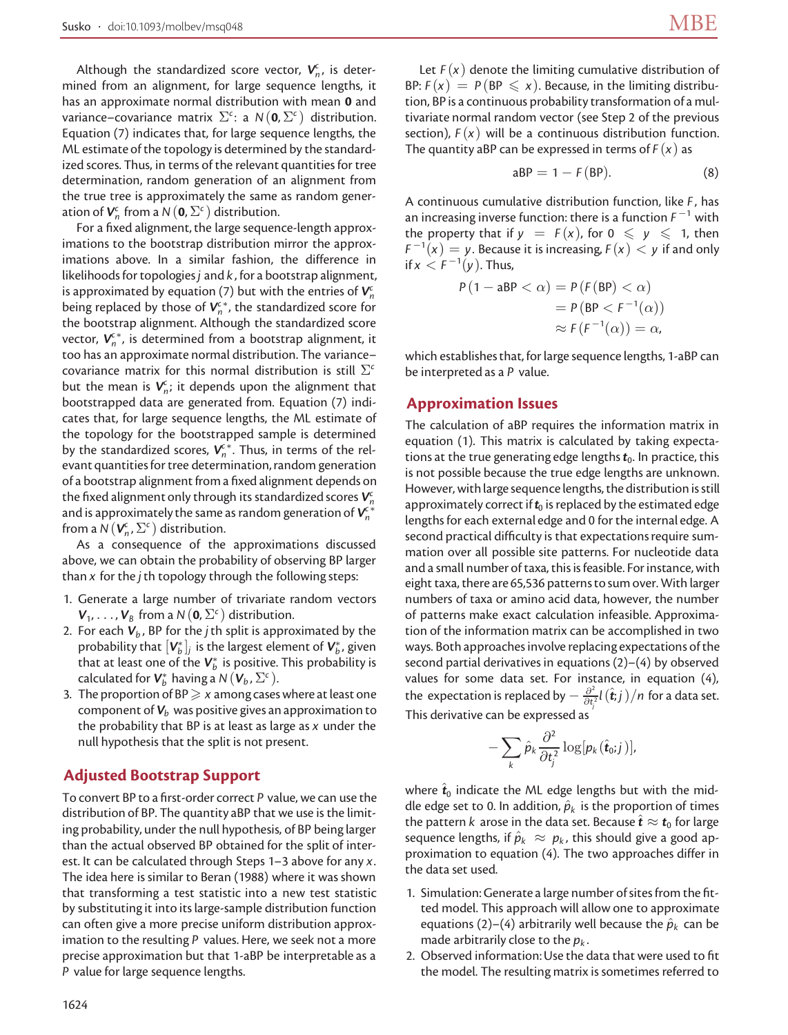Although the standardized score vector, $\boldsymbol{V}_n^c$, is determined from an alignment, for large sequence lengths, it has an approximate normal distribution with mean $\boldsymbol{0}$ and variance–covariance matrix $\Sigma^c$: a $N(\boldsymbol{0}, \Sigma^c)$ distribution. Equation (7) indicates that, for large sequence lengths, the ML estimate of the topology is determined by the standardized scores. Thus, in terms of the relevant quantities for tree determination, random generation of an alignment from the true tree is approximately the same as random generation of $\boldsymbol{V}_n^c$ from a $N(\boldsymbol{0}, \Sigma^c)$ distribution.

For a fixed alignment, the large sequence-length approximations to the bootstrap distribution mirror the approximations above. In a similar fashion, the difference in likelihoods for topologies $j$ and $k$, for a bootstrap alignment, is approximated by equation (7) but with the entries of $\boldsymbol{V}_n^c$ being replaced by those of $\boldsymbol{V}_n^{c*}$, the standardized score for the bootstrap alignment. Although the standardized score vector, $\boldsymbol{V}_n^{c*}$, is determined from a bootstrap alignment, it too has an approximate normal distribution. The variance–covariance matrix for this normal distribution is still $\Sigma^c$ but the mean is $\boldsymbol{V}_n^c$; it depends upon the alignment that bootstrapped data are generated from. Equation (7) indicates that, for large sequence lengths, the ML estimate of the topology for the bootstrapped sample is determined by the standardized scores, $\boldsymbol{V}_n^{c*}$. Thus, in terms of the relevant quantities for tree determination, random generation of a bootstrap alignment from a fixed alignment depends on the fixed alignment only through its standardized scores $\boldsymbol{V}_n^c$ and is approximately the same as random generation of $\boldsymbol{V}_n^{c*}$ from a $N(\boldsymbol{V}_n^c, \Sigma^c)$ distribution.

As a consequence of the approximations discussed above, we can obtain the probability of observing BP larger than $x$ for the $j$th topology through the following steps:

1. Generate a large number of trivariate random vectors $\boldsymbol{V}_1, \ldots, \boldsymbol{V}_B$ from a $N(\boldsymbol{0}, \Sigma^c)$ distribution.
2. For each $\boldsymbol{V}_b$, BP for the $j$th split is approximated by the probability that $[\boldsymbol{V}_b^*]_j$ is the largest element of $\boldsymbol{V}_b^*$, given that at least one of the $\boldsymbol{V}_b^*$ is positive. This probability is calculated for $\boldsymbol{V}_b^*$ having a $N(\boldsymbol{V}_b, \Sigma^c)$.
3. The proportion of BP $\geqslant x$ among cases where at least one component of $\boldsymbol{V}_b$ was positive gives an approximation to the probability that BP is at least as large as $x$ under the null hypothesis that the split is not present.

## Adjusted Bootstrap Support

To convert BP to a first-order correct $P$ value, we can use the distribution of BP. The quantity aBP that we use is the limiting probability, under the null hypothesis, of BP being larger than the actual observed BP obtained for the split of interest. It can be calculated through Steps 1–3 above for any $x$. The idea here is similar to Beran (1988) where it was shown that transforming a test statistic into a new test statistic by substituting it into its large-sample distribution function can often give a more precise uniform distribution approximation to the resulting $P$ values. Here, we seek not a more precise approximation but that 1-aBP be interpretable as a $P$ value for large sequence lengths.

Let $F(x)$ denote the limiting cumulative distribution of BP: $F(x) = P(\text{BP} \leqslant x)$. Because, in the limiting distribution, BP is a continuous probability transformation of a multivariate normal random vector (see Step 2 of the previous section), $F(x)$ will be a continuous distribution function. The quantity aBP can be expressed in terms of $F(x)$ as

$$\text{aBP} = 1 - F(\text{BP}). \tag{8}$$

A continuous cumulative distribution function, like $F$, has an increasing inverse function: there is a function $F^{-1}$ with the property that if $y = F(x)$, for $0 \leqslant y \leqslant 1$, then $F^{-1}(x) = y$. Because it is increasing, $F(x) < y$ if and only if $x < F^{-1}(y)$. Thus,

$$\begin{aligned} P(1 - \text{aBP} < \alpha) &= P(F(\text{BP}) < \alpha) \\ &= P(\text{BP} < F^{-1}(\alpha)) \\ &\approx F(F^{-1}(\alpha)) = \alpha, \end{aligned}$$

which establishes that, for large sequence lengths, 1-aBP can be interpreted as a $P$ value.

## Approximation Issues

The calculation of aBP requires the information matrix in equation (1). This matrix is calculated by taking expectations at the true generating edge lengths $\boldsymbol{t}_0$. In practice, this is not possible because the true edge lengths are unknown. However, with large sequence lengths, the distribution is still approximately correct if $\boldsymbol{t}_0$ is replaced by the estimated edge lengths for each external edge and 0 for the internal edge. A second practical difficulty is that expectations require summation over all possible site patterns. For nucleotide data and a small number of taxa, this is feasible. For instance, with eight taxa, there are 65,536 patterns to sum over. With larger numbers of taxa or amino acid data, however, the number of patterns make exact calculation infeasible. Approximation of the information matrix can be accomplished in two ways. Both approaches involve replacing expectations of the second partial derivatives in equations (2)–(4) by observed values for some data set. For instance, in equation (4), the expectation is replaced by $-\frac{\partial^2}{\partial t_j^2} l(\hat{\boldsymbol{t}}; j)/n$ for a data set. This derivative can be expressed as

$$-\sum_k \hat{p}_k \frac{\partial^2}{\partial t_j^2} \log[p_k(\hat{\boldsymbol{t}}_0; j)],$$

where $\hat{\boldsymbol{t}}_0$ indicate the ML edge lengths but with the middle edge set to 0. In addition, $\hat{p}_k$ is the proportion of times the pattern $k$ arose in the data set. Because $\hat{\boldsymbol{t}} \approx \boldsymbol{t}_0$ for large sequence lengths, if $\hat{p}_k \approx p_k$, this should give a good approximation to equation (4). The two approaches differ in the data set used.

1. Simulation: Generate a large number of sites from the fitted model. This approach will allow one to approximate equations (2)–(4) arbitrarily well because the $\hat{p}_k$ can be made arbitrarily close to the $p_k$.
2. Observed information: Use the data that were used to fit the model. The resulting matrix is sometimes referred to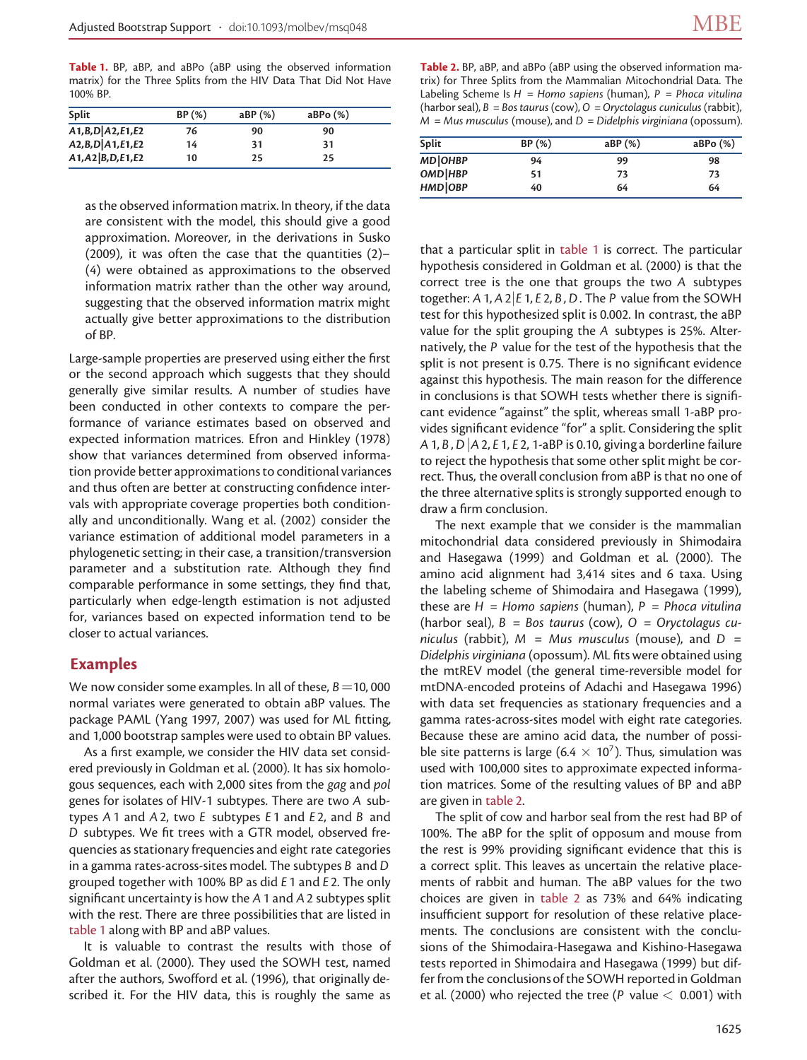**Table 1.** BP, aBP, and aBPo (aBP using the observed information matrix) for the Three Splits from the HIV Data That Did Not Have 100% BP.

| Split | BP (%) | aBP (%) | aBPo (%) |
|---|---|---|---|
| *A1,B,D*\|*A2,E1,E2* | 76 | 90 | 90 |
| *A2,B,D*\|*A1,E1,E2* | 14 | 31 | 31 |
| *A1,A2*\|*B,D,E1,E2* | 10 | 25 | 25 |

as the observed information matrix. In theory, if the data are consistent with the model, this should give a good approximation. Moreover, in the derivations in Susko (2009), it was often the case that the quantities (2)–(4) were obtained as approximations to the observed information matrix rather than the other way around, suggesting that the observed information matrix might actually give better approximations to the distribution of BP.

Large-sample properties are preserved using either the first or the second approach which suggests that they should generally give similar results. A number of studies have been conducted in other contexts to compare the performance of variance estimates based on observed and expected information matrices. Efron and Hinkley (1978) show that variances determined from observed information provide better approximations to conditional variances and thus often are better at constructing confidence intervals with appropriate coverage properties both conditionally and unconditionally. Wang et al. (2002) consider the variance estimation of additional model parameters in a phylogenetic setting; in their case, a transition/transversion parameter and a substitution rate. Although they find comparable performance in some settings, they find that, particularly when edge-length estimation is not adjusted for, variances based on expected information tend to be closer to actual variances.

## Examples

We now consider some examples. In all of these, $B = 10,000$ normal variates were generated to obtain aBP values. The package PAML (Yang 1997, 2007) was used for ML fitting, and 1,000 bootstrap samples were used to obtain BP values.

As a first example, we consider the HIV data set considered previously in Goldman et al. (2000). It has six homologous sequences, each with 2,000 sites from the *gag* and *pol* genes for isolates of HIV-1 subtypes. There are two $A$ subtypes $A1$ and $A2$, two $E$ subtypes $E1$ and $E2$, and $B$ and $D$ subtypes. We fit trees with a GTR model, observed frequencies as stationary frequencies and eight rate categories in a gamma rates-across-sites model. The subtypes $B$ and $D$ grouped together with 100% BP as did $E1$ and $E2$. The only significant uncertainty is how the $A1$ and $A2$ subtypes split with the rest. There are three possibilities that are listed in table 1 along with BP and aBP values.

It is valuable to contrast the results with those of Goldman et al. (2000). They used the SOWH test, named after the authors, Swofford et al. (1996), that originally described it. For the HIV data, this is roughly the same as that a particular split in table 1 is correct. The particular hypothesis considered in Goldman et al. (2000) is that the correct tree is the one that groups the two $A$ subtypes together: $A1, A2|E1, E2, B, D$. The $P$ value from the SOWH test for this hypothesized split is 0.002. In contrast, the aBP value for the split grouping the $A$ subtypes is 25%. Alternatively, the $P$ value for the test of the hypothesis that the split is not present is 0.75. There is no significant evidence against this hypothesis. The main reason for the difference in conclusions is that SOWH tests whether there is significant evidence "against" the split, whereas small 1-aBP provides significant evidence "for" a split. Considering the split $A1, B, D|A2, E1, E2$, 1-aBP is 0.10, giving a borderline failure to reject the hypothesis that some other split might be correct. Thus, the overall conclusion from aBP is that no one of the three alternative splits is strongly supported enough to draw a firm conclusion.

**Table 2.** BP, aBP, and aBPo (aBP using the observed information matrix) for Three Splits from the Mammalian Mitochondrial Data. The Labeling Scheme Is $H$ = *Homo sapiens* (human), $P$ = *Phoca vitulina* (harbor seal), $B$ = *Bos taurus* (cow), $O$ = *Oryctolagus cuniculus* (rabbit), $M$ = *Mus musculus* (mouse), and $D$ = *Didelphis virginiana* (opossum).

| Split | BP (%) | aBP (%) | aBPo (%) |
|---|---|---|---|
| *MD*\|*OHBP* | 94 | 99 | 98 |
| *OMD*\|*HBP* | 51 | 73 | 73 |
| *HMD*\|*OBP* | 40 | 64 | 64 |

The next example that we consider is the mammalian mitochondrial data considered previously in Shimodaira and Hasegawa (1999) and Goldman et al. (2000). The amino acid alignment had 3,414 sites and 6 taxa. Using the labeling scheme of Shimodaira and Hasegawa (1999), these are $H$ = *Homo sapiens* (human), $P$ = *Phoca vitulina* (harbor seal), $B$ = *Bos taurus* (cow), $O$ = *Oryctolagus cuniculus* (rabbit), $M$ = *Mus musculus* (mouse), and $D$ = *Didelphis virginiana* (opossum). ML fits were obtained using the mtREV model (the general time-reversible model for mtDNA-encoded proteins of Adachi and Hasegawa 1996) with data set frequencies as stationary frequencies and a gamma rates-across-sites model with eight rate categories. Because these are amino acid data, the number of possible site patterns is large ($6.4 \times 10^7$). Thus, simulation was used with 100,000 sites to approximate expected information matrices. Some of the resulting values of BP and aBP are given in table 2.

The split of cow and harbor seal from the rest had BP of 100%. The aBP for the split of opposum and mouse from the rest is 99% providing significant evidence that this is a correct split. This leaves as uncertain the relative placements of rabbit and human. The aBP values for the two choices are given in table 2 as 73% and 64% indicating insufficient support for resolution of these relative placements. The conclusions are consistent with the conclusions of the Shimodaira-Hasegawa and Kishino-Hasegawa tests reported in Shimodaira and Hasegawa (1999) but differ from the conclusions of the SOWH reported in Goldman et al. (2000) who rejected the tree ($P$ value $< 0.001$) with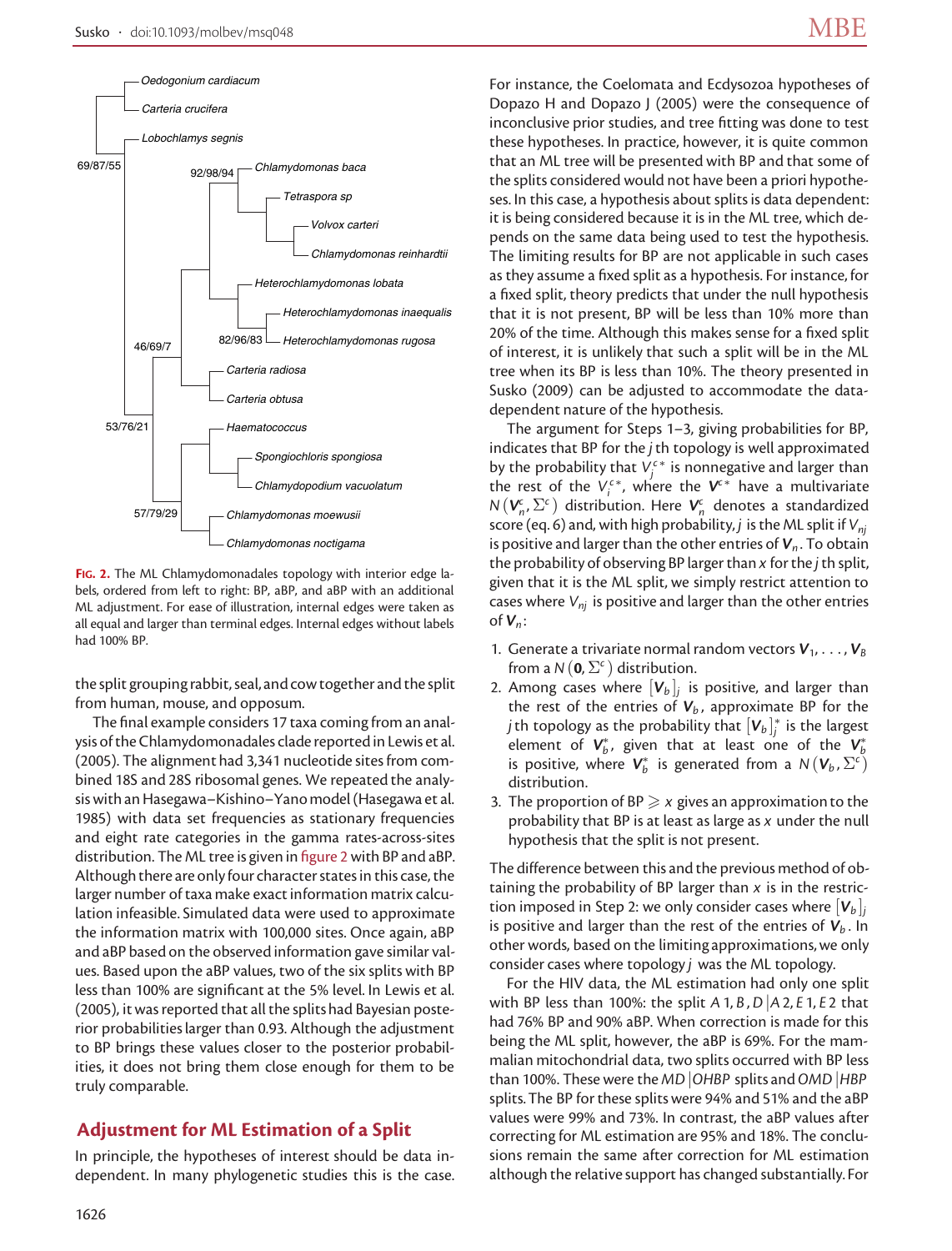**FIG. 2.** The ML Chlamydomonadales topology with interior edge labels, ordered from left to right: BP, aBP, and aBP with an additional ML adjustment. For ease of illustration, internal edges were taken as all equal and larger than terminal edges. Internal edges without labels had 100% BP.

the split grouping rabbit, seal, and cow together and the split from human, mouse, and opposum.

The final example considers 17 taxa coming from an analysis of the Chlamydomonadales clade reported in Lewis et al. (2005). The alignment had 3,341 nucleotide sites from combined 18S and 28S ribosomal genes. We repeated the analysis with an Hasegawa–Kishino–Yano model (Hasegawa et al. 1985) with data set frequencies as stationary frequencies and eight rate categories in the gamma rates-across-sites distribution. The ML tree is given in figure 2 with BP and aBP. Although there are only four character states in this case, the larger number of taxa make exact information matrix calculation infeasible. Simulated data were used to approximate the information matrix with 100,000 sites. Once again, aBP and aBP based on the observed information gave similar values. Based upon the aBP values, two of the six splits with BP less than 100% are significant at the 5% level. In Lewis et al. (2005), it was reported that all the splits had Bayesian posterior probabilities larger than 0.93. Although the adjustment to BP brings these values closer to the posterior probabilities, it does not bring them close enough for them to be truly comparable.

## Adjustment for ML Estimation of a Split

In principle, the hypotheses of interest should be data independent. In many phylogenetic studies this is the case. For instance, the Coelomata and Ecdysozoa hypotheses of Dopazo H and Dopazo J (2005) were the consequence of inconclusive prior studies, and tree fitting was done to test these hypotheses. In practice, however, it is quite common that an ML tree will be presented with BP and that some of the splits considered would not have been a priori hypotheses. In this case, a hypothesis about splits is data dependent: it is being considered because it is in the ML tree, which depends on the same data being used to test the hypothesis. The limiting results for BP are not applicable in such cases as they assume a fixed split as a hypothesis. For instance, for a fixed split, theory predicts that under the null hypothesis that it is not present, BP will be less than 10% more than 20% of the time. Although this makes sense for a fixed split of interest, it is unlikely that such a split will be in the ML tree when its BP is less than 10%. The theory presented in Susko (2009) can be adjusted to accommodate the data-dependent nature of the hypothesis.

The argument for Steps 1–3, giving probabilities for BP, indicates that BP for the $j$ th topology is well approximated by the probability that $V_j^{c*}$ is nonnegative and larger than the rest of the $V_i^{c*}$, where the $\boldsymbol{V}^{c*}$ have a multivariate $N(\boldsymbol{V}_n^c, \Sigma^c)$ distribution. Here $\boldsymbol{V}_n^c$ denotes a standardized score (eq. 6) and, with high probability, $j$ is the ML split if $V_{nj}$ is positive and larger than the other entries of $\boldsymbol{V}_n$. To obtain the probability of observing BP larger than $x$ for the $j$ th split, given that it is the ML split, we simply restrict attention to cases where $V_{nj}$ is positive and larger than the other entries of $\boldsymbol{V}_n$:

1. Generate a trivariate normal random vectors $\boldsymbol{V}_1, \ldots, \boldsymbol{V}_B$ from a $N(\boldsymbol{0}, \Sigma^c)$ distribution.
2. Among cases where $[\boldsymbol{V}_b]_j$ is positive, and larger than the rest of the entries of $\boldsymbol{V}_b$, approximate BP for the $j$ th topology as the probability that $[\boldsymbol{V}_b]_j^*$ is the largest element of $\boldsymbol{V}_b^*$, given that at least one of the $\boldsymbol{V}_b^*$ is positive, where $\boldsymbol{V}_b^*$ is generated from a $N(\boldsymbol{V}_b, \Sigma^c)$ distribution.
3. The proportion of BP $\geqslant x$ gives an approximation to the probability that BP is at least as large as $x$ under the null hypothesis that the split is not present.

The difference between this and the previous method of obtaining the probability of BP larger than $x$ is in the restriction imposed in Step 2: we only consider cases where $[\boldsymbol{V}_b]_j$ is positive and larger than the rest of the entries of $\boldsymbol{V}_b$. In other words, based on the limiting approximations, we only consider cases where topology $j$ was the ML topology.

For the HIV data, the ML estimation had only one split with BP less than 100%: the split $A1, B, D|A2, E1, E2$ that had 76% BP and 90% aBP. When correction is made for this being the ML split, however, the aBP is 69%. For the mammalian mitochondrial data, two splits occurred with BP less than 100%. These were the $MD|OHBP$ splits and $OMD|HBP$ splits. The BP for these splits were 94% and 51% and the aBP values were 99% and 73%. In contrast, the aBP values after correcting for ML estimation are 95% and 18%. The conclusions remain the same after correction for ML estimation although the relative support has changed substantially. For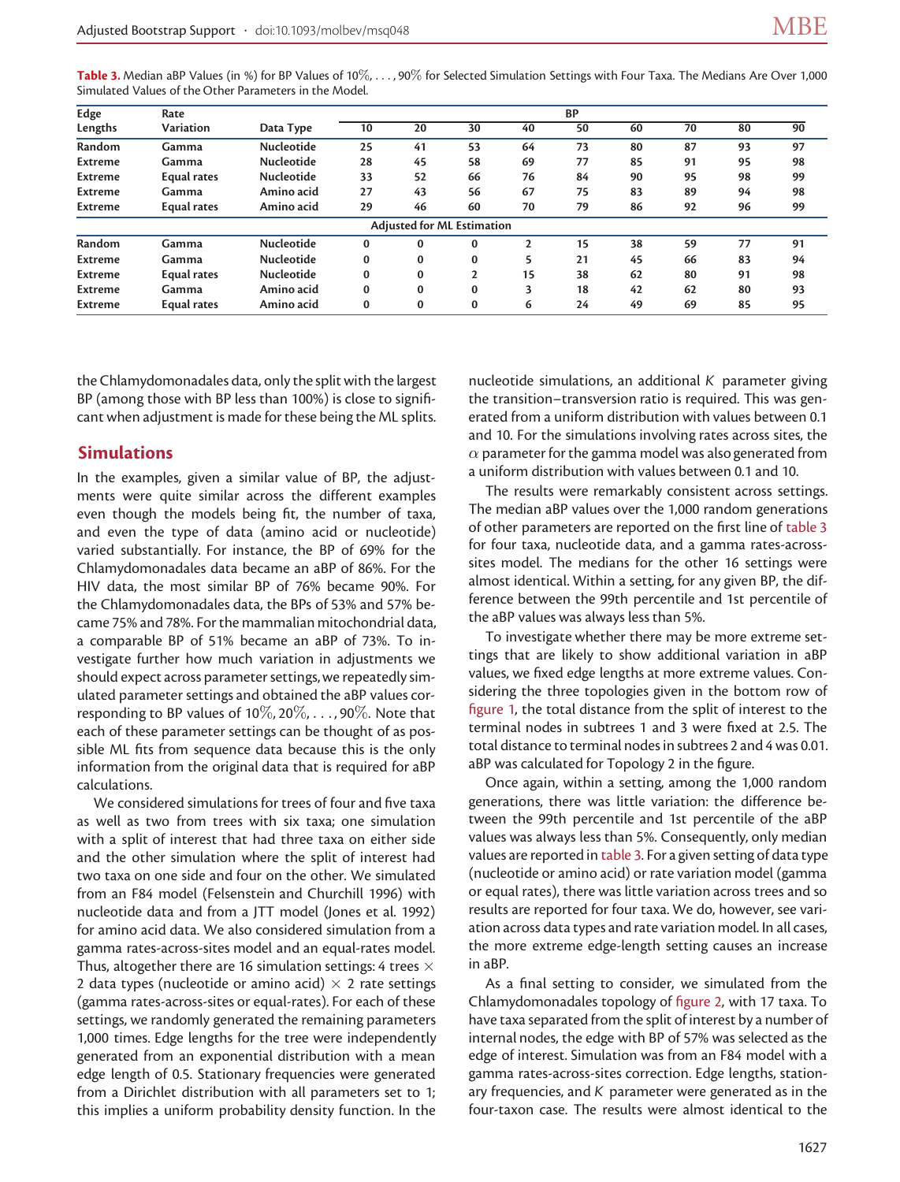**Table 3.** Median aBP Values (in %) for BP Values of 10%, . . . , 90% for Selected Simulation Settings with Four Taxa. The Medians Are Over 1,000 Simulated Values of the Other Parameters in the Model.

| Edge Lengths | Rate Variation | Data Type | BP 10 | 20 | 30 | 40 | 50 | 60 | 70 | 80 | 90 |
|---|---|---|---|---|---|---|---|---|---|---|---|
| Random | Gamma | Nucleotide | 25 | 41 | 53 | 64 | 73 | 80 | 87 | 93 | 97 |
| Extreme | Gamma | Nucleotide | 28 | 45 | 58 | 69 | 77 | 85 | 91 | 95 | 98 |
| Extreme | Equal rates | Nucleotide | 33 | 52 | 66 | 76 | 84 | 90 | 95 | 98 | 99 |
| Extreme | Gamma | Amino acid | 27 | 43 | 56 | 67 | 75 | 83 | 89 | 94 | 98 |
| Extreme | Equal rates | Amino acid | 29 | 46 | 60 | 70 | 79 | 86 | 92 | 96 | 99 |
| | | **Adjusted for ML Estimation** | | | | | | | | | |
| Random | Gamma | Nucleotide | 0 | 0 | 0 | 2 | 15 | 38 | 59 | 77 | 91 |
| Extreme | Gamma | Nucleotide | 0 | 0 | 0 | 5 | 21 | 45 | 66 | 83 | 94 |
| Extreme | Equal rates | Nucleotide | 0 | 0 | 2 | 15 | 38 | 62 | 80 | 91 | 98 |
| Extreme | Gamma | Amino acid | 0 | 0 | 0 | 3 | 18 | 42 | 62 | 80 | 93 |
| Extreme | Equal rates | Amino acid | 0 | 0 | 0 | 6 | 24 | 49 | 69 | 85 | 95 |

the Chlamydomonadales data, only the split with the largest BP (among those with BP less than 100%) is close to significant when adjustment is made for these being the ML splits.

## Simulations

In the examples, given a similar value of BP, the adjustments were quite similar across the different examples even though the models being fit, the number of taxa, and even the type of data (amino acid or nucleotide) varied substantially. For instance, the BP of 69% for the Chlamydomonadales data became an aBP of 86%. For the HIV data, the most similar BP of 76% became 90%. For the Chlamydomonadales data, the BPs of 53% and 57% became 75% and 78%. For the mammalian mitochondrial data, a comparable BP of 51% became an aBP of 73%. To investigate further how much variation in adjustments we should expect across parameter settings, we repeatedly simulated parameter settings and obtained the aBP values corresponding to BP values of 10%, 20%, . . . , 90%. Note that each of these parameter settings can be thought of as possible ML fits from sequence data because this is the only information from the original data that is required for aBP calculations.

We considered simulations for trees of four and five taxa as well as two from trees with six taxa; one simulation with a split of interest that had three taxa on either side and the other simulation where the split of interest had two taxa on one side and four on the other. We simulated from an F84 model (Felsenstein and Churchill 1996) with nucleotide data and from a JTT model (Jones et al. 1992) for amino acid data. We also considered simulation from a gamma rates-across-sites model and an equal-rates model. Thus, altogether there are 16 simulation settings: 4 trees × 2 data types (nucleotide or amino acid) × 2 rate settings (gamma rates-across-sites or equal-rates). For each of these settings, we randomly generated the remaining parameters 1,000 times. Edge lengths for the tree were independently generated from an exponential distribution with a mean edge length of 0.5. Stationary frequencies were generated from a Dirichlet distribution with all parameters set to 1; this implies a uniform probability density function. In the nucleotide simulations, an additional $K$ parameter giving the transition–transversion ratio is required. This was generated from a uniform distribution with values between 0.1 and 10. For the simulations involving rates across sites, the $\alpha$ parameter for the gamma model was also generated from a uniform distribution with values between 0.1 and 10.

The results were remarkably consistent across settings. The median aBP values over the 1,000 random generations of other parameters are reported on the first line of table 3 for four taxa, nucleotide data, and a gamma rates-across-sites model. The medians for the other 16 settings were almost identical. Within a setting, for any given BP, the difference between the 99th percentile and 1st percentile of the aBP values was always less than 5%.

To investigate whether there may be more extreme settings that are likely to show additional variation in aBP values, we fixed edge lengths at more extreme values. Considering the three topologies given in the bottom row of figure 1, the total distance from the split of interest to the terminal nodes in subtrees 1 and 3 were fixed at 2.5. The total distance to terminal nodes in subtrees 2 and 4 was 0.01. aBP was calculated for Topology 2 in the figure.

Once again, within a setting, among the 1,000 random generations, there was little variation: the difference between the 99th percentile and 1st percentile of the aBP values was always less than 5%. Consequently, only median values are reported in table 3. For a given setting of data type (nucleotide or amino acid) or rate variation model (gamma or equal rates), there was little variation across trees and so results are reported for four taxa. We do, however, see variation across data types and rate variation model. In all cases, the more extreme edge-length setting causes an increase in aBP.

As a final setting to consider, we simulated from the Chlamydomonadales topology of figure 2, with 17 taxa. To have taxa separated from the split of interest by a number of internal nodes, the edge with BP of 57% was selected as the edge of interest. Simulation was from an F84 model with a gamma rates-across-sites correction. Edge lengths, stationary frequencies, and $K$ parameter were generated as in the four-taxon case. The results were almost identical to the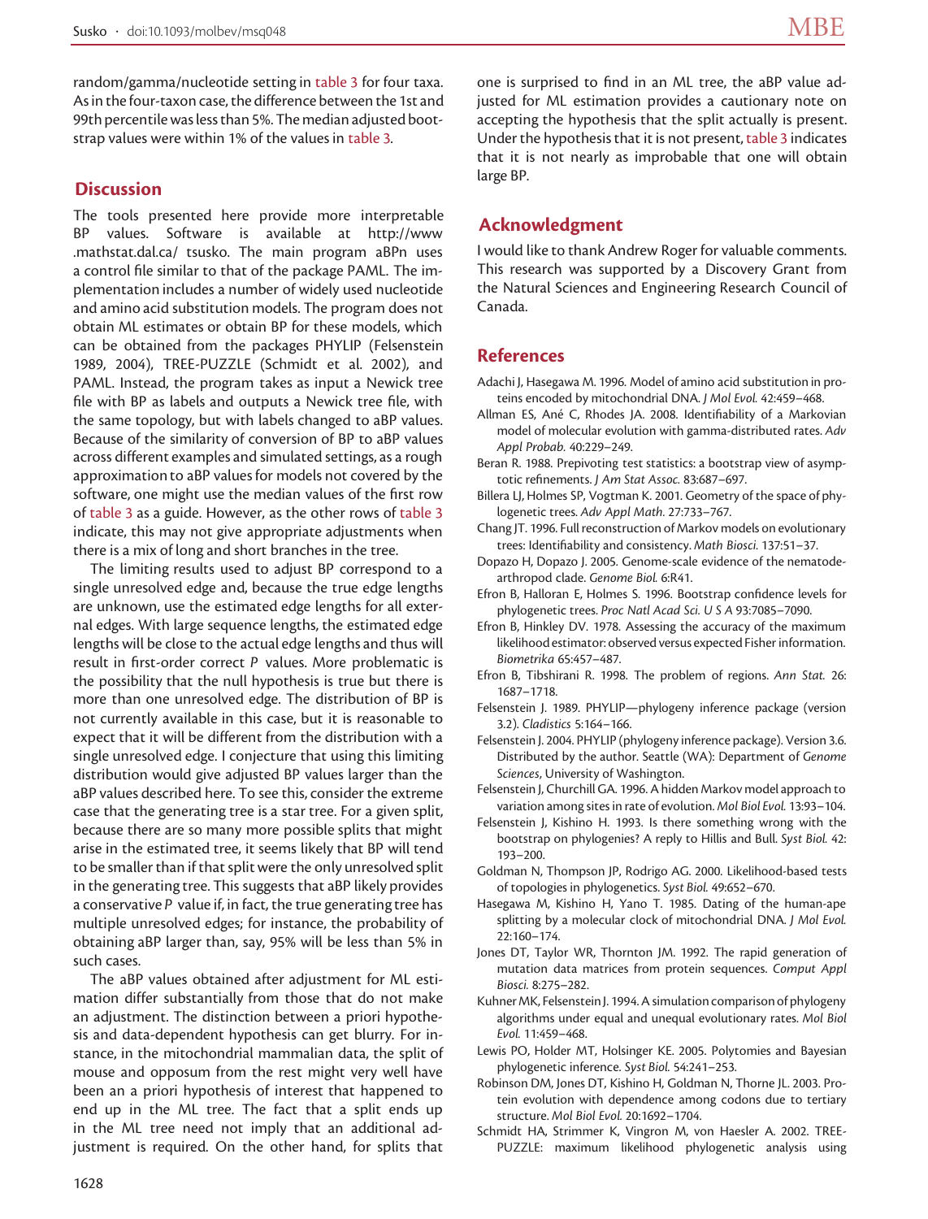random/gamma/nucleotide setting in table 3 for four taxa. As in the four-taxon case, the difference between the 1st and 99th percentile was less than 5%. The median adjusted bootstrap values were within 1% of the values in table 3.

## Discussion

The tools presented here provide more interpretable BP values. Software is available at http://www.mathstat.dal.ca/ tsusko. The main program aBPn uses a control file similar to that of the package PAML. The implementation includes a number of widely used nucleotide and amino acid substitution models. The program does not obtain ML estimates or obtain BP for these models, which can be obtained from the packages PHYLIP (Felsenstein 1989, 2004), TREE-PUZZLE (Schmidt et al. 2002), and PAML. Instead, the program takes as input a Newick tree file with BP as labels and outputs a Newick tree file, with the same topology, but with labels changed to aBP values. Because of the similarity of conversion of BP to aBP values across different examples and simulated settings, as a rough approximation to aBP values for models not covered by the software, one might use the median values of the first row of table 3 as a guide. However, as the other rows of table 3 indicate, this may not give appropriate adjustments when there is a mix of long and short branches in the tree.

The limiting results used to adjust BP correspond to a single unresolved edge and, because the true edge lengths are unknown, use the estimated edge lengths for all external edges. With large sequence lengths, the estimated edge lengths will be close to the actual edge lengths and thus will result in first-order correct $P$ values. More problematic is the possibility that the null hypothesis is true but there is more than one unresolved edge. The distribution of BP is not currently available in this case, but it is reasonable to expect that it will be different from the distribution with a single unresolved edge. I conjecture that using this limiting distribution would give adjusted BP values larger than the aBP values described here. To see this, consider the extreme case that the generating tree is a star tree. For a given split, because there are so many more possible splits that might arise in the estimated tree, it seems likely that BP will tend to be smaller than if that split were the only unresolved split in the generating tree. This suggests that aBP likely provides a conservative $P$ value if, in fact, the true generating tree has multiple unresolved edges; for instance, the probability of obtaining aBP larger than, say, 95% will be less than 5% in such cases.

The aBP values obtained after adjustment for ML estimation differ substantially from those that do not make an adjustment. The distinction between a priori hypothesis and data-dependent hypothesis can get blurry. For instance, in the mitochondrial mammalian data, the split of mouse and opposum from the rest might very well have been an a priori hypothesis of interest that happened to end up in the ML tree. The fact that a split ends up in the ML tree need not imply that an additional adjustment is required. On the other hand, for splits that one is surprised to find in an ML tree, the aBP value adjusted for ML estimation provides a cautionary note on accepting the hypothesis that the split actually is present. Under the hypothesis that it is not present, table 3 indicates that it is not nearly as improbable that one will obtain large BP.

## Acknowledgment

I would like to thank Andrew Roger for valuable comments. This research was supported by a Discovery Grant from the Natural Sciences and Engineering Research Council of Canada.

## References

Adachi J, Hasegawa M. 1996. Model of amino acid substitution in proteins encoded by mitochondrial DNA. *J Mol Evol.* 42:459–468.

Allman ES, Ané C, Rhodes JA. 2008. Identifiability of a Markovian model of molecular evolution with gamma-distributed rates. *Adv Appl Probab.* 40:229–249.

Beran R. 1988. Prepivoting test statistics: a bootstrap view of asymptotic refinements. *J Am Stat Assoc.* 83:687–697.

Billera LJ, Holmes SP, Vogtman K. 2001. Geometry of the space of phylogenetic trees. *Adv Appl Math.* 27:733–767.

Chang JT. 1996. Full reconstruction of Markov models on evolutionary trees: Identifiability and consistency. *Math Biosci.* 137:51–37.

Dopazo H, Dopazo J. 2005. Genome-scale evidence of the nematode-arthropod clade. *Genome Biol.* 6:R41.

Efron B, Halloran E, Holmes S. 1996. Bootstrap confidence levels for phylogenetic trees. *Proc Natl Acad Sci. U S A* 93:7085–7090.

Efron B, Hinkley DV. 1978. Assessing the accuracy of the maximum likelihood estimator: observed versus expected Fisher information. *Biometrika* 65:457–487.

Efron B, Tibshirani R. 1998. The problem of regions. *Ann Stat.* 26: 1687–1718.

Felsenstein J. 1989. PHYLIP—phylogeny inference package (version 3.2). *Cladistics* 5:164–166.

Felsenstein J. 2004. PHYLIP (phylogeny inference package). Version 3.6. Distributed by the author. Seattle (WA): Department of *Genome Sciences*, University of Washington.

Felsenstein J, Churchill GA. 1996. A hidden Markov model approach to variation among sites in rate of evolution. *Mol Biol Evol.* 13:93–104.

Felsenstein J, Kishino H. 1993. Is there something wrong with the bootstrap on phylogenies? A reply to Hillis and Bull. *Syst Biol.* 42: 193–200.

Goldman N, Thompson JP, Rodrigo AG. 2000. Likelihood-based tests of topologies in phylogenetics. *Syst Biol.* 49:652–670.

Hasegawa M, Kishino H, Yano T. 1985. Dating of the human-ape splitting by a molecular clock of mitochondrial DNA. *J Mol Evol.* 22:160–174.

Jones DT, Taylor WR, Thornton JM. 1992. The rapid generation of mutation data matrices from protein sequences. *Comput Appl Biosci.* 8:275–282.

Kuhner MK, Felsenstein J. 1994. A simulation comparison of phylogeny algorithms under equal and unequal evolutionary rates. *Mol Biol Evol.* 11:459–468.

Lewis PO, Holder MT, Holsinger KE. 2005. Polytomies and Bayesian phylogenetic inference. *Syst Biol.* 54:241–253.

Robinson DM, Jones DT, Kishino H, Goldman N, Thorne JL. 2003. Protein evolution with dependence among codons due to tertiary structure. *Mol Biol Evol.* 20:1692–1704.

Schmidt HA, Strimmer K, Vingron M, von Haesler A. 2002. TREE-PUZZLE: maximum likelihood phylogenetic analysis using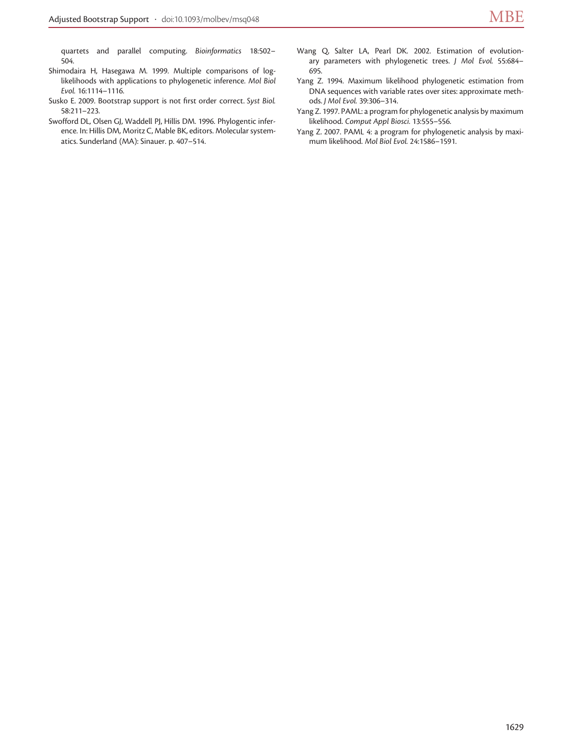quartets and parallel computing. *Bioinformatics* 18:502–504.

Shimodaira H, Hasegawa M. 1999. Multiple comparisons of log-likelihoods with applications to phylogenetic inference. *Mol Biol Evol.* 16:1114–1116.

Susko E. 2009. Bootstrap support is not first order correct. *Syst Biol.* 58:211–223.

Swofford DL, Olsen GJ, Waddell PJ, Hillis DM. 1996. Phylogentic inference. In: Hillis DM, Moritz C, Mable BK, editors. Molecular systematics. Sunderland (MA): Sinauer. p. 407–514.

Wang Q, Salter LA, Pearl DK. 2002. Estimation of evolutionary parameters with phylogenetic trees. *J Mol Evol.* 55:684–695.

Yang Z. 1994. Maximum likelihood phylogenetic estimation from DNA sequences with variable rates over sites: approximate methods. *J Mol Evol.* 39:306–314.

Yang Z. 1997. PAML: a program for phylogenetic analysis by maximum likelihood. *Comput Appl Biosci.* 13:555–556.

Yang Z. 2007. PAML 4: a program for phylogenetic analysis by maximum likelihood. *Mol Biol Evol.* 24:1586–1591.